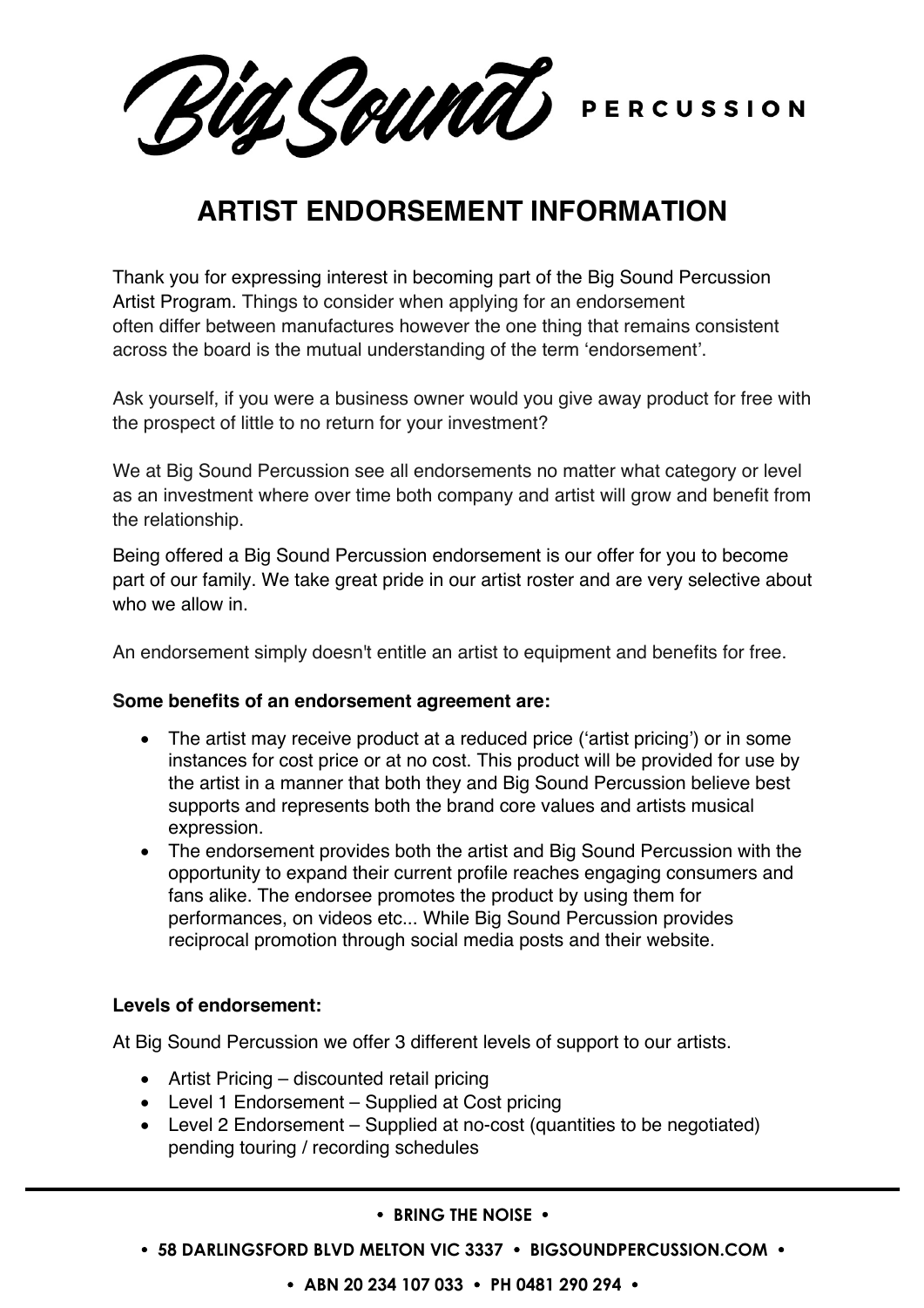Big Sound PERCUSSION

# ARTIST ENDORSEMENT INFORMATION

Thank you for expressing interest in becoming part of the Big Sound Percussion Artist Program. Things to consider when applying for an endorsement often differ between manufactures however the one thing that remains consistent across the board is the mutual understanding of the term 'endorsement'.

Ask yourself, if you were a business owner would you give away product for free with the prospect of little to no return for your investment?

We at Big Sound Percussion see all endorsements no matter what category or level as an investment where over time both company and artist will grow and benefit from the relationship.

Being offered a Big Sound Percussion endorsement is our offer for you to become part of our family. We take great pride in our artist roster and are very selective about who we allow in.

An endorsement simply doesn't entitle an artist to equipment and benefits for free.

**Some benefits of an endorsement agreement are:**

- The artist may receive product at a reduced price ('artist pricing') or in some instances for cost price or at no cost. This product will be provided for use by the artist in a manner that both they and Big Sound Percussion believe best supports and represents both the brand core values and artists musical expression.
- The endorsement provides both the artist and Big Sound Percussion with the opportunity to expand their current profile reaches engaging consumers and fans alike. The endorsee promotes the product by using them for performances, on videos etc... While Big Sound Percussion provides reciprocal promotion through social media posts and their website.

**Levels of endorsement:**

At Big Sound Percussion we offer 3 different levels of support to our artists.

- Artist Pricing – discounted retail pricing
- Level 1 Endorsement – Supplied at Cost pricing
- Level 2 Endorsement – Supplied at no-cost (quantities to be negotiated) pending touring / recording schedules

• BRING THE NOISE •

• 58 DARLINGSFORD BLVD MELTON VIC 3337 • BIGSOUNDPERCUSSION.COM •

• ABN 20 234 107 033 • PH 0481 290 294 •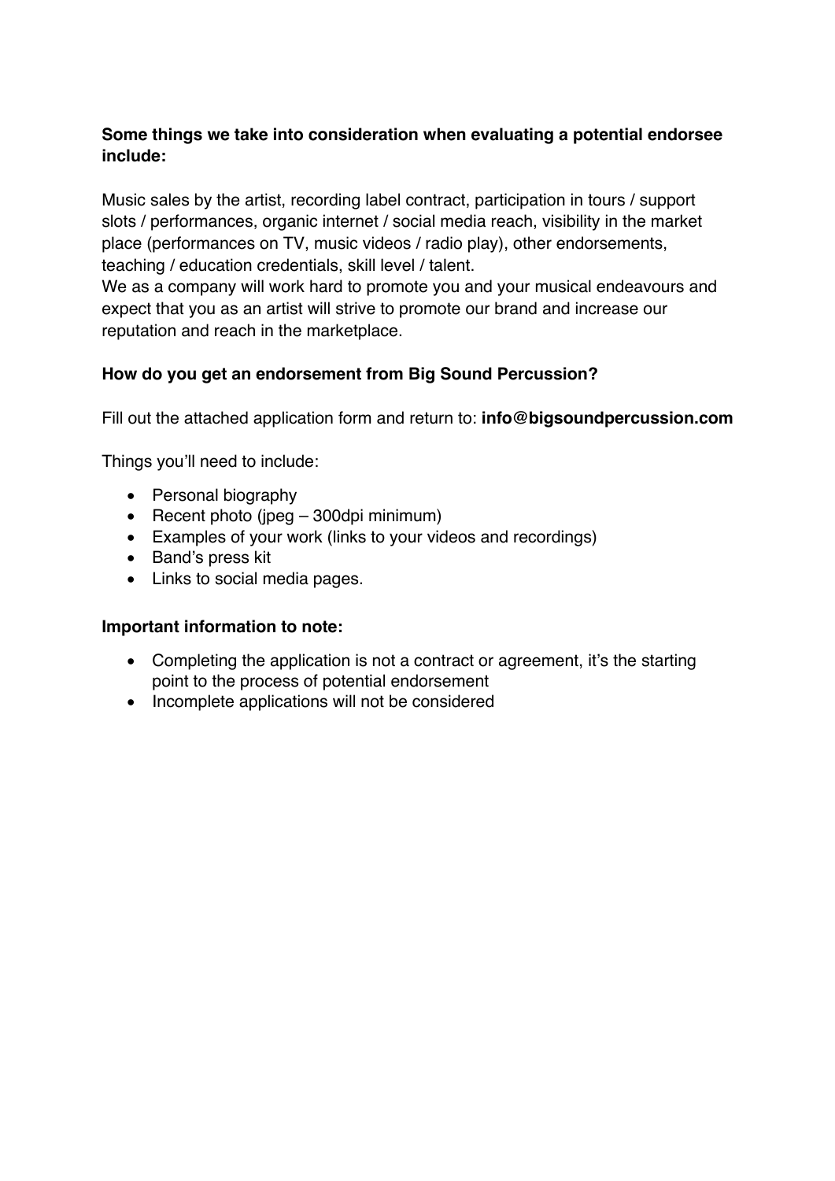**Some things we take into consideration when evaluating a potential endorsee include:**

Music sales by the artist, recording label contract, participation in tours / support slots / performances, organic internet / social media reach, visibility in the market place (performances on TV, music videos / radio play), other endorsements, teaching / education credentials, skill level / talent.
We as a company will work hard to promote you and your musical endeavours and expect that you as an artist will strive to promote our brand and increase our reputation and reach in the marketplace.

**How do you get an endorsement from Big Sound Percussion?**

Fill out the attached application form and return to: **info@bigsoundpercussion.com**

Things you'll need to include:

- Personal biography
- Recent photo (jpeg – 300dpi minimum)
- Examples of your work (links to your videos and recordings)
- Band's press kit
- Links to social media pages.

**Important information to note:**

- Completing the application is not a contract or agreement, it's the starting point to the process of potential endorsement
- Incomplete applications will not be considered